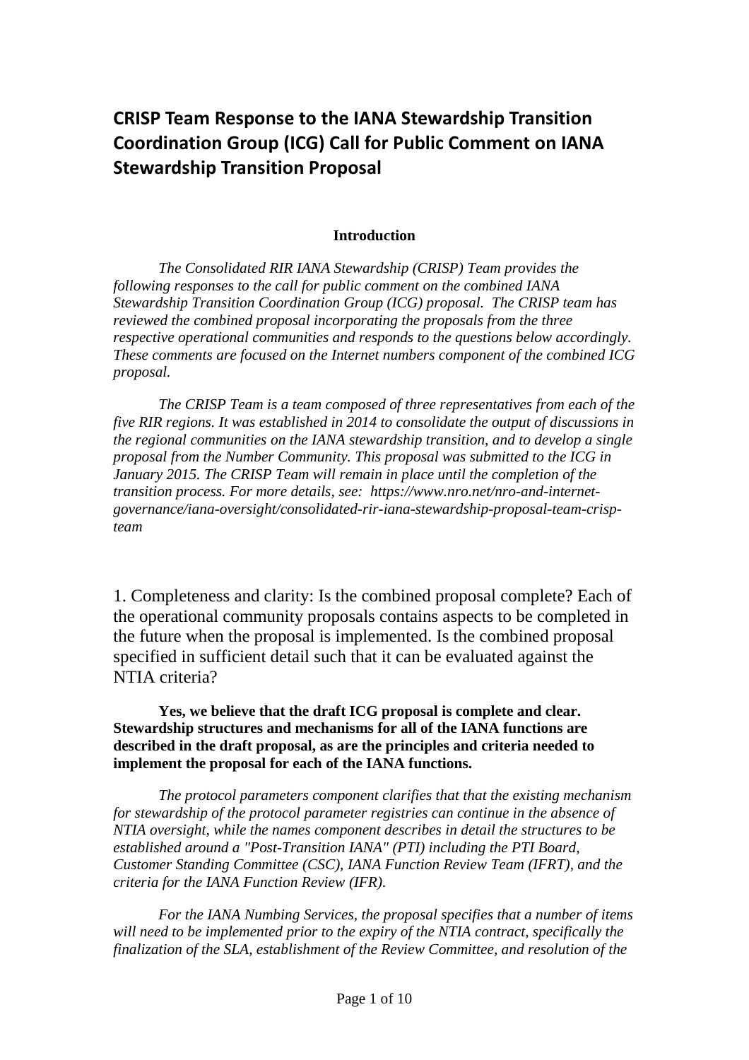# CRISP Team Response to the IANA Stewardship Transition Coordination Group (ICG) Call for Public Comment on IANA Stewardship Transition Proposal

**Introduction**

*The Consolidated RIR IANA Stewardship (CRISP) Team provides the following responses to the call for public comment on the combined IANA Stewardship Transition Coordination Group (ICG) proposal. The CRISP team has reviewed the combined proposal incorporating the proposals from the three respective operational communities and responds to the questions below accordingly. These comments are focused on the Internet numbers component of the combined ICG proposal.*

*The CRISP Team is a team composed of three representatives from each of the five RIR regions. It was established in 2014 to consolidate the output of discussions in the regional communities on the IANA stewardship transition, and to develop a single proposal from the Number Community. This proposal was submitted to the ICG in January 2015. The CRISP Team will remain in place until the completion of the transition process. For more details, see: https://www.nro.net/nro-and-internet-governance/iana-oversight/consolidated-rir-iana-stewardship-proposal-team-crisp-team*

1. Completeness and clarity: Is the combined proposal complete? Each of the operational community proposals contains aspects to be completed in the future when the proposal is implemented. Is the combined proposal specified in sufficient detail such that it can be evaluated against the NTIA criteria?

**Yes, we believe that the draft ICG proposal is complete and clear. Stewardship structures and mechanisms for all of the IANA functions are described in the draft proposal, as are the principles and criteria needed to implement the proposal for each of the IANA functions.**

*The protocol parameters component clarifies that that the existing mechanism for stewardship of the protocol parameter registries can continue in the absence of NTIA oversight, while the names component describes in detail the structures to be established around a "Post-Transition IANA" (PTI) including the PTI Board, Customer Standing Committee (CSC), IANA Function Review Team (IFRT), and the criteria for the IANA Function Review (IFR).*

*For the IANA Numbing Services, the proposal specifies that a number of items will need to be implemented prior to the expiry of the NTIA contract, specifically the finalization of the SLA, establishment of the Review Committee, and resolution of the*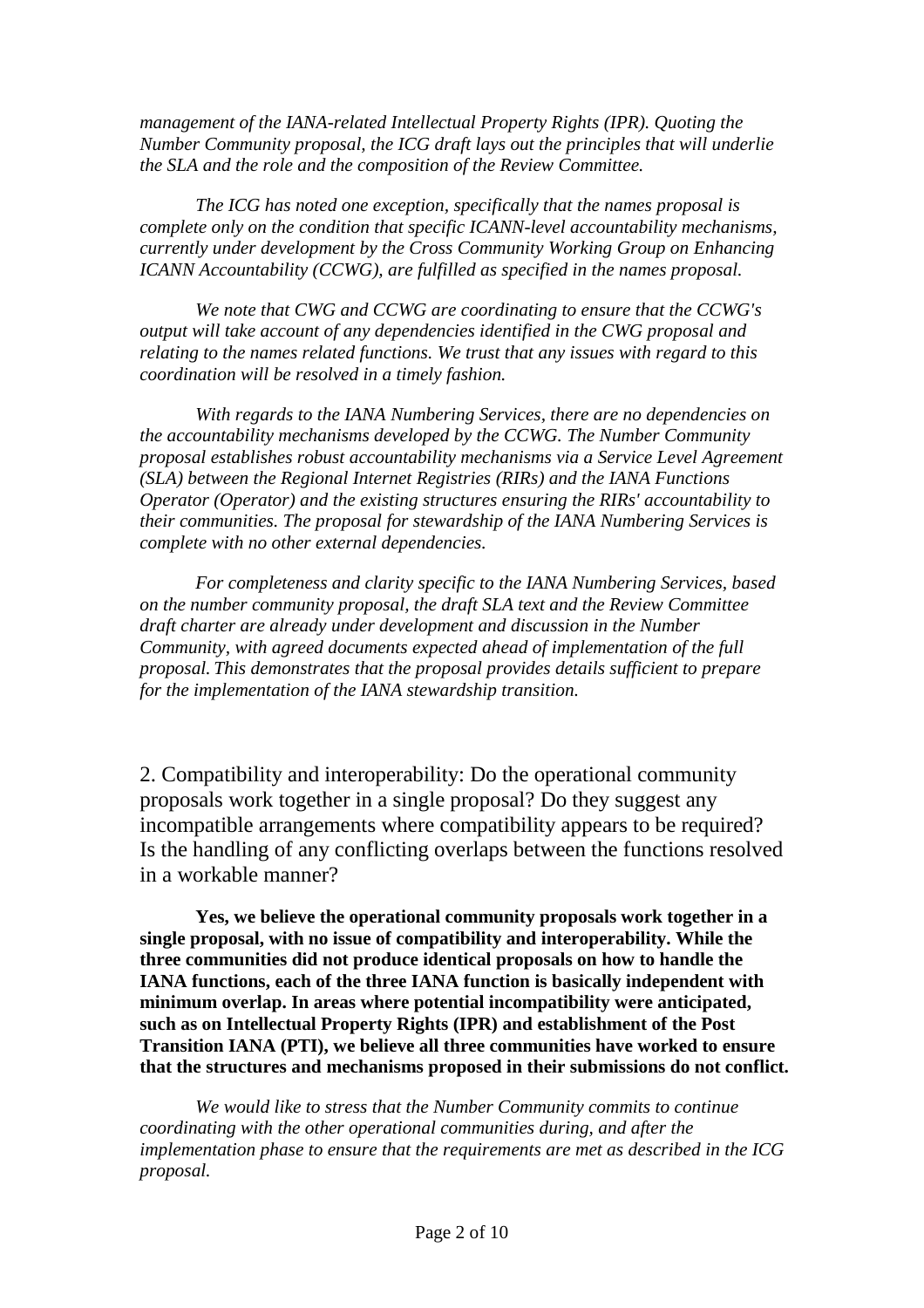*management of the IANA-related Intellectual Property Rights (IPR). Quoting the Number Community proposal, the ICG draft lays out the principles that will underlie the SLA and the role and the composition of the Review Committee.*

*The ICG has noted one exception, specifically that the names proposal is complete only on the condition that specific ICANN-level accountability mechanisms, currently under development by the Cross Community Working Group on Enhancing ICANN Accountability (CCWG), are fulfilled as specified in the names proposal.*

*We note that CWG and CCWG are coordinating to ensure that the CCWG's output will take account of any dependencies identified in the CWG proposal and relating to the names related functions. We trust that any issues with regard to this coordination will be resolved in a timely fashion.*

*With regards to the IANA Numbering Services, there are no dependencies on the accountability mechanisms developed by the CCWG. The Number Community proposal establishes robust accountability mechanisms via a Service Level Agreement (SLA) between the Regional Internet Registries (RIRs) and the IANA Functions Operator (Operator) and the existing structures ensuring the RIRs' accountability to their communities. The proposal for stewardship of the IANA Numbering Services is complete with no other external dependencies.*

*For completeness and clarity specific to the IANA Numbering Services, based on the number community proposal, the draft SLA text and the Review Committee draft charter are already under development and discussion in the Number Community, with agreed documents expected ahead of implementation of the full proposal. This demonstrates that the proposal provides details sufficient to prepare for the implementation of the IANA stewardship transition.*

2. Compatibility and interoperability: Do the operational community proposals work together in a single proposal? Do they suggest any incompatible arrangements where compatibility appears to be required? Is the handling of any conflicting overlaps between the functions resolved in a workable manner?

**Yes, we believe the operational community proposals work together in a single proposal, with no issue of compatibility and interoperability. While the three communities did not produce identical proposals on how to handle the IANA functions, each of the three IANA function is basically independent with minimum overlap. In areas where potential incompatibility were anticipated, such as on Intellectual Property Rights (IPR) and establishment of the Post Transition IANA (PTI), we believe all three communities have worked to ensure that the structures and mechanisms proposed in their submissions do not conflict.**

*We would like to stress that the Number Community commits to continue coordinating with the other operational communities during, and after the implementation phase to ensure that the requirements are met as described in the ICG proposal.*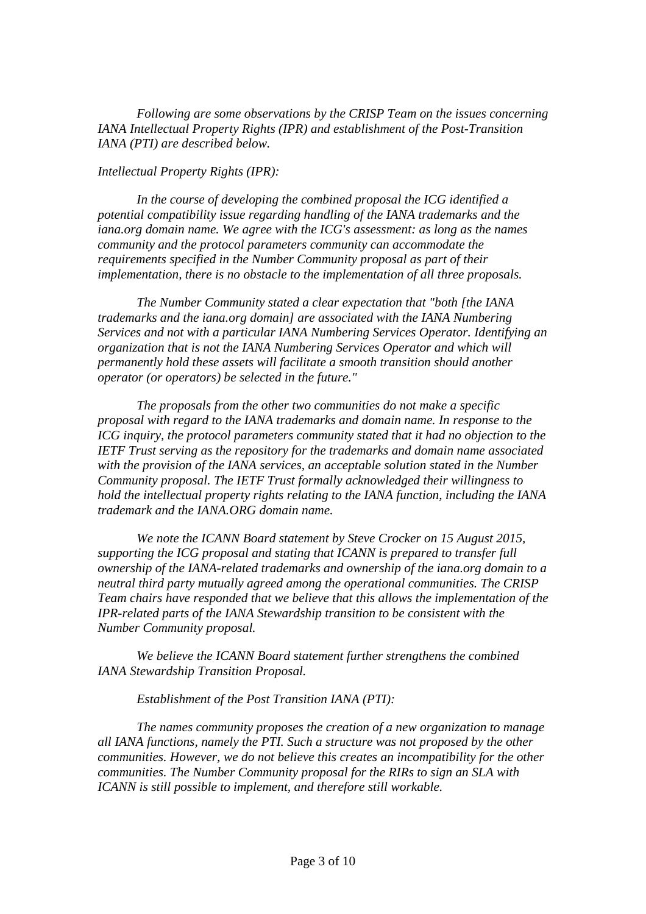*Following are some observations by the CRISP Team on the issues concerning IANA Intellectual Property Rights (IPR) and establishment of the Post-Transition IANA (PTI) are described below.*

*Intellectual Property Rights (IPR):*

*In the course of developing the combined proposal the ICG identified a potential compatibility issue regarding handling of the IANA trademarks and the iana.org domain name. We agree with the ICG's assessment: as long as the names community and the protocol parameters community can accommodate the requirements specified in the Number Community proposal as part of their implementation, there is no obstacle to the implementation of all three proposals.*

*The Number Community stated a clear expectation that "both [the IANA trademarks and the iana.org domain] are associated with the IANA Numbering Services and not with a particular IANA Numbering Services Operator. Identifying an organization that is not the IANA Numbering Services Operator and which will permanently hold these assets will facilitate a smooth transition should another operator (or operators) be selected in the future."*

*The proposals from the other two communities do not make a specific proposal with regard to the IANA trademarks and domain name. In response to the ICG inquiry, the protocol parameters community stated that it had no objection to the IETF Trust serving as the repository for the trademarks and domain name associated with the provision of the IANA services, an acceptable solution stated in the Number Community proposal. The IETF Trust formally acknowledged their willingness to hold the intellectual property rights relating to the IANA function, including the IANA trademark and the IANA.ORG domain name.*

*We note the ICANN Board statement by Steve Crocker on 15 August 2015, supporting the ICG proposal and stating that ICANN is prepared to transfer full ownership of the IANA-related trademarks and ownership of the iana.org domain to a neutral third party mutually agreed among the operational communities. The CRISP Team chairs have responded that we believe that this allows the implementation of the IPR-related parts of the IANA Stewardship transition to be consistent with the Number Community proposal.*

*We believe the ICANN Board statement further strengthens the combined IANA Stewardship Transition Proposal.*

*Establishment of the Post Transition IANA (PTI):*

*The names community proposes the creation of a new organization to manage all IANA functions, namely the PTI. Such a structure was not proposed by the other communities. However, we do not believe this creates an incompatibility for the other communities. The Number Community proposal for the RIRs to sign an SLA with ICANN is still possible to implement, and therefore still workable.*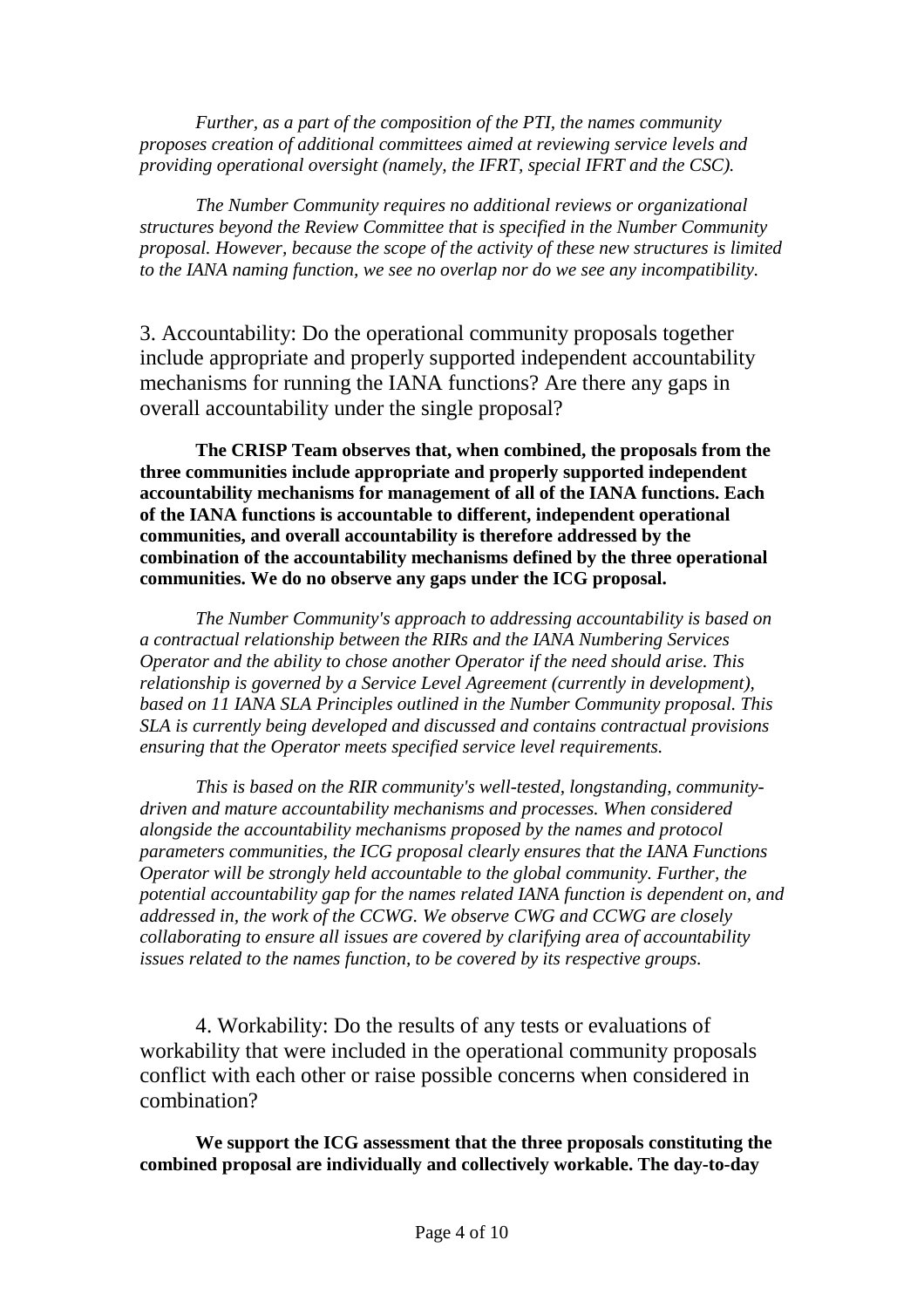*Further, as a part of the composition of the PTI, the names community proposes creation of additional committees aimed at reviewing service levels and providing operational oversight (namely, the IFRT, special IFRT and the CSC).*

*The Number Community requires no additional reviews or organizational structures beyond the Review Committee that is specified in the Number Community proposal. However, because the scope of the activity of these new structures is limited to the IANA naming function, we see no overlap nor do we see any incompatibility.*

3. Accountability: Do the operational community proposals together include appropriate and properly supported independent accountability mechanisms for running the IANA functions? Are there any gaps in overall accountability under the single proposal?

**The CRISP Team observes that, when combined, the proposals from the three communities include appropriate and properly supported independent accountability mechanisms for management of all of the IANA functions. Each of the IANA functions is accountable to different, independent operational communities, and overall accountability is therefore addressed by the combination of the accountability mechanisms defined by the three operational communities. We do no observe any gaps under the ICG proposal.**

*The Number Community's approach to addressing accountability is based on a contractual relationship between the RIRs and the IANA Numbering Services Operator and the ability to chose another Operator if the need should arise. This relationship is governed by a Service Level Agreement (currently in development), based on 11 IANA SLA Principles outlined in the Number Community proposal. This SLA is currently being developed and discussed and contains contractual provisions ensuring that the Operator meets specified service level requirements.*

*This is based on the RIR community's well-tested, longstanding, community-driven and mature accountability mechanisms and processes. When considered alongside the accountability mechanisms proposed by the names and protocol parameters communities, the ICG proposal clearly ensures that the IANA Functions Operator will be strongly held accountable to the global community. Further, the potential accountability gap for the names related IANA function is dependent on, and addressed in, the work of the CCWG. We observe CWG and CCWG are closely collaborating to ensure all issues are covered by clarifying area of accountability issues related to the names function, to be covered by its respective groups.*

4. Workability: Do the results of any tests or evaluations of workability that were included in the operational community proposals conflict with each other or raise possible concerns when considered in combination?

**We support the ICG assessment that the three proposals constituting the combined proposal are individually and collectively workable. The day-to-day**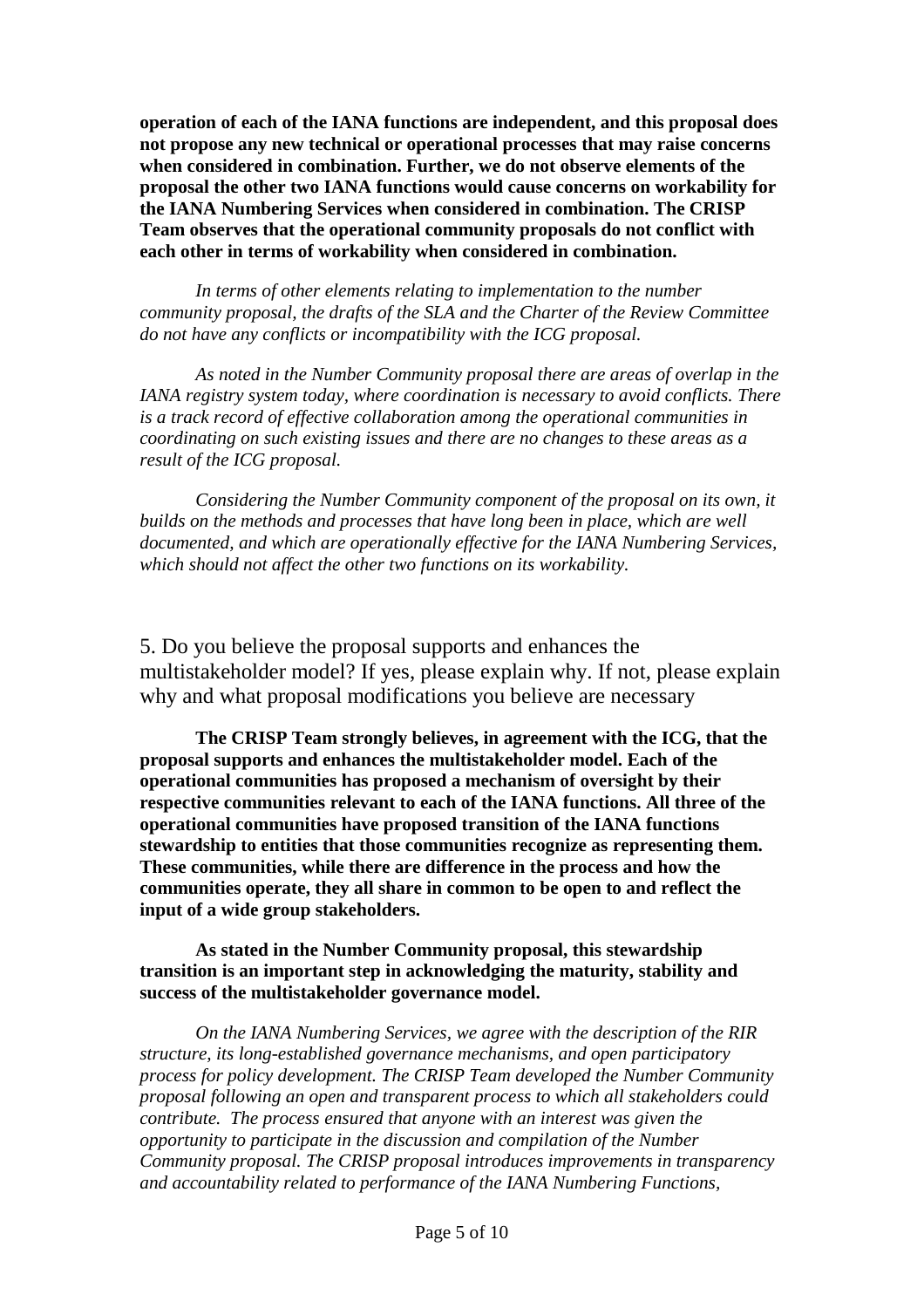**operation of each of the IANA functions are independent, and this proposal does not propose any new technical or operational processes that may raise concerns when considered in combination. Further, we do not observe elements of the proposal the other two IANA functions would cause concerns on workability for the IANA Numbering Services when considered in combination. The CRISP Team observes that the operational community proposals do not conflict with each other in terms of workability when considered in combination.**

*In terms of other elements relating to implementation to the number community proposal, the drafts of the SLA and the Charter of the Review Committee do not have any conflicts or incompatibility with the ICG proposal.*

*As noted in the Number Community proposal there are areas of overlap in the IANA registry system today, where coordination is necessary to avoid conflicts. There is a track record of effective collaboration among the operational communities in coordinating on such existing issues and there are no changes to these areas as a result of the ICG proposal.*

*Considering the Number Community component of the proposal on its own, it builds on the methods and processes that have long been in place, which are well documented, and which are operationally effective for the IANA Numbering Services, which should not affect the other two functions on its workability.*

5. Do you believe the proposal supports and enhances the multistakeholder model? If yes, please explain why. If not, please explain why and what proposal modifications you believe are necessary

**The CRISP Team strongly believes, in agreement with the ICG, that the proposal supports and enhances the multistakeholder model. Each of the operational communities has proposed a mechanism of oversight by their respective communities relevant to each of the IANA functions. All three of the operational communities have proposed transition of the IANA functions stewardship to entities that those communities recognize as representing them. These communities, while there are difference in the process and how the communities operate, they all share in common to be open to and reflect the input of a wide group stakeholders.**

**As stated in the Number Community proposal, this stewardship transition is an important step in acknowledging the maturity, stability and success of the multistakeholder governance model.**

*On the IANA Numbering Services, we agree with the description of the RIR structure, its long-established governance mechanisms, and open participatory process for policy development. The CRISP Team developed the Number Community proposal following an open and transparent process to which all stakeholders could contribute. The process ensured that anyone with an interest was given the opportunity to participate in the discussion and compilation of the Number Community proposal. The CRISP proposal introduces improvements in transparency and accountability related to performance of the IANA Numbering Functions,*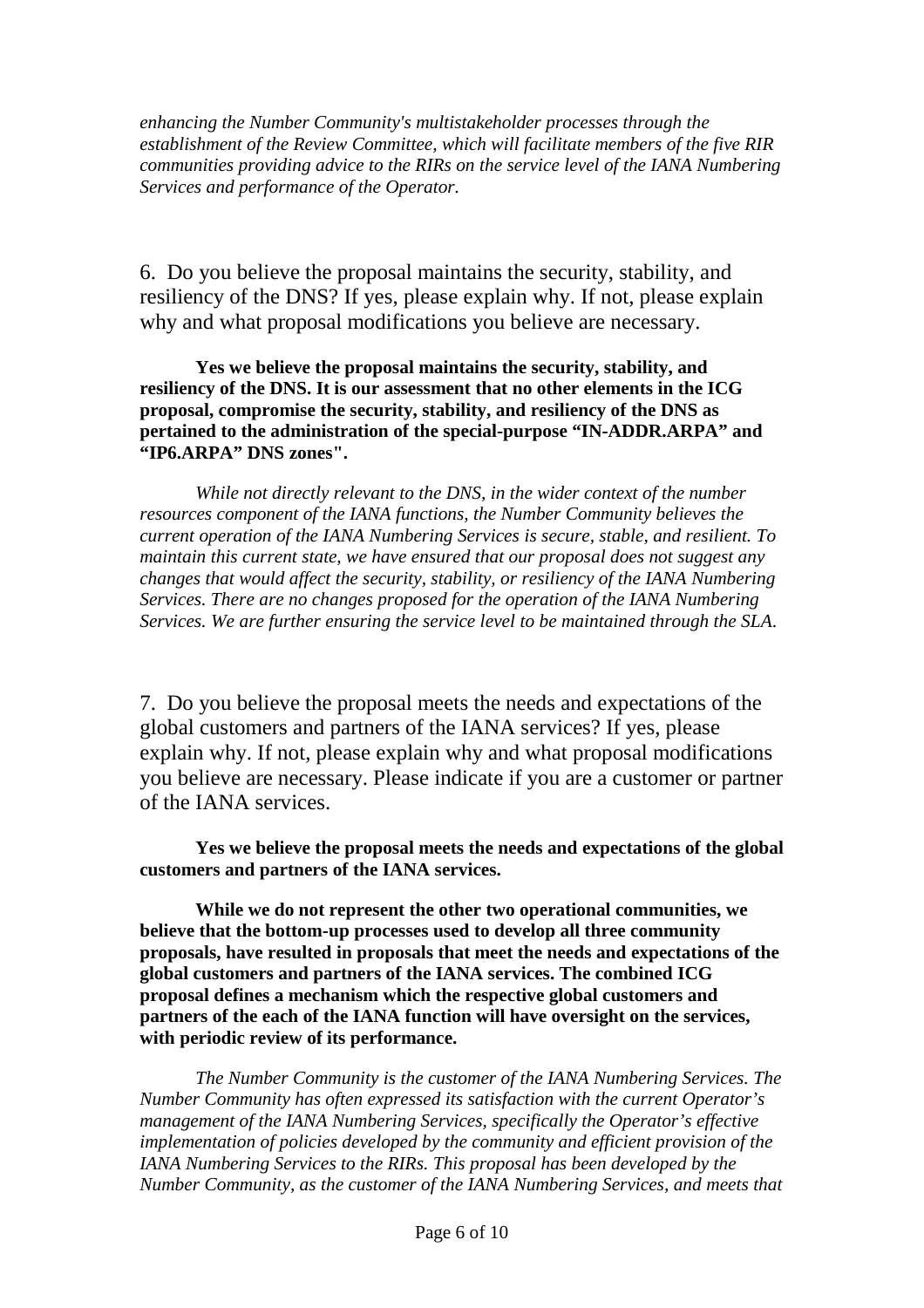*enhancing the Number Community's multistakeholder processes through the establishment of the Review Committee, which will facilitate members of the five RIR communities providing advice to the RIRs on the service level of the IANA Numbering Services and performance of the Operator.*

6. Do you believe the proposal maintains the security, stability, and resiliency of the DNS? If yes, please explain why. If not, please explain why and what proposal modifications you believe are necessary.

**Yes we believe the proposal maintains the security, stability, and resiliency of the DNS. It is our assessment that no other elements in the ICG proposal, compromise the security, stability, and resiliency of the DNS as pertained to the administration of the special-purpose "IN-ADDR.ARPA" and "IP6.ARPA" DNS zones".**

*While not directly relevant to the DNS, in the wider context of the number resources component of the IANA functions, the Number Community believes the current operation of the IANA Numbering Services is secure, stable, and resilient. To maintain this current state, we have ensured that our proposal does not suggest any changes that would affect the security, stability, or resiliency of the IANA Numbering Services. There are no changes proposed for the operation of the IANA Numbering Services. We are further ensuring the service level to be maintained through the SLA.*

7. Do you believe the proposal meets the needs and expectations of the global customers and partners of the IANA services? If yes, please explain why. If not, please explain why and what proposal modifications you believe are necessary. Please indicate if you are a customer or partner of the IANA services.

**Yes we believe the proposal meets the needs and expectations of the global customers and partners of the IANA services.**

**While we do not represent the other two operational communities, we believe that the bottom-up processes used to develop all three community proposals, have resulted in proposals that meet the needs and expectations of the global customers and partners of the IANA services. The combined ICG proposal defines a mechanism which the respective global customers and partners of the each of the IANA function will have oversight on the services, with periodic review of its performance.**

*The Number Community is the customer of the IANA Numbering Services. The Number Community has often expressed its satisfaction with the current Operator's management of the IANA Numbering Services, specifically the Operator's effective implementation of policies developed by the community and efficient provision of the IANA Numbering Services to the RIRs. This proposal has been developed by the Number Community, as the customer of the IANA Numbering Services, and meets that*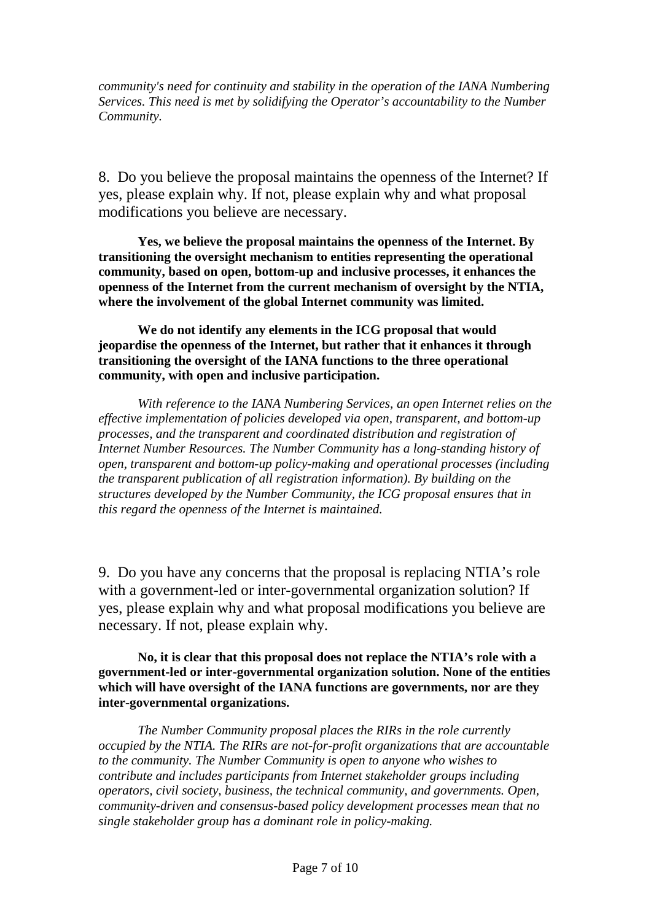*community's need for continuity and stability in the operation of the IANA Numbering Services. This need is met by solidifying the Operator's accountability to the Number Community.*

8. Do you believe the proposal maintains the openness of the Internet? If yes, please explain why. If not, please explain why and what proposal modifications you believe are necessary.

**Yes, we believe the proposal maintains the openness of the Internet. By transitioning the oversight mechanism to entities representing the operational community, based on open, bottom-up and inclusive processes, it enhances the openness of the Internet from the current mechanism of oversight by the NTIA, where the involvement of the global Internet community was limited.**

**We do not identify any elements in the ICG proposal that would jeopardise the openness of the Internet, but rather that it enhances it through transitioning the oversight of the IANA functions to the three operational community, with open and inclusive participation.**

*With reference to the IANA Numbering Services, an open Internet relies on the effective implementation of policies developed via open, transparent, and bottom-up processes, and the transparent and coordinated distribution and registration of Internet Number Resources. The Number Community has a long-standing history of open, transparent and bottom-up policy-making and operational processes (including the transparent publication of all registration information). By building on the structures developed by the Number Community, the ICG proposal ensures that in this regard the openness of the Internet is maintained.*

9. Do you have any concerns that the proposal is replacing NTIA's role with a government-led or inter-governmental organization solution? If yes, please explain why and what proposal modifications you believe are necessary. If not, please explain why.

**No, it is clear that this proposal does not replace the NTIA's role with a government-led or inter-governmental organization solution. None of the entities which will have oversight of the IANA functions are governments, nor are they inter-governmental organizations.**

*The Number Community proposal places the RIRs in the role currently occupied by the NTIA. The RIRs are not-for-profit organizations that are accountable to the community. The Number Community is open to anyone who wishes to contribute and includes participants from Internet stakeholder groups including operators, civil society, business, the technical community, and governments. Open, community-driven and consensus-based policy development processes mean that no single stakeholder group has a dominant role in policy-making.*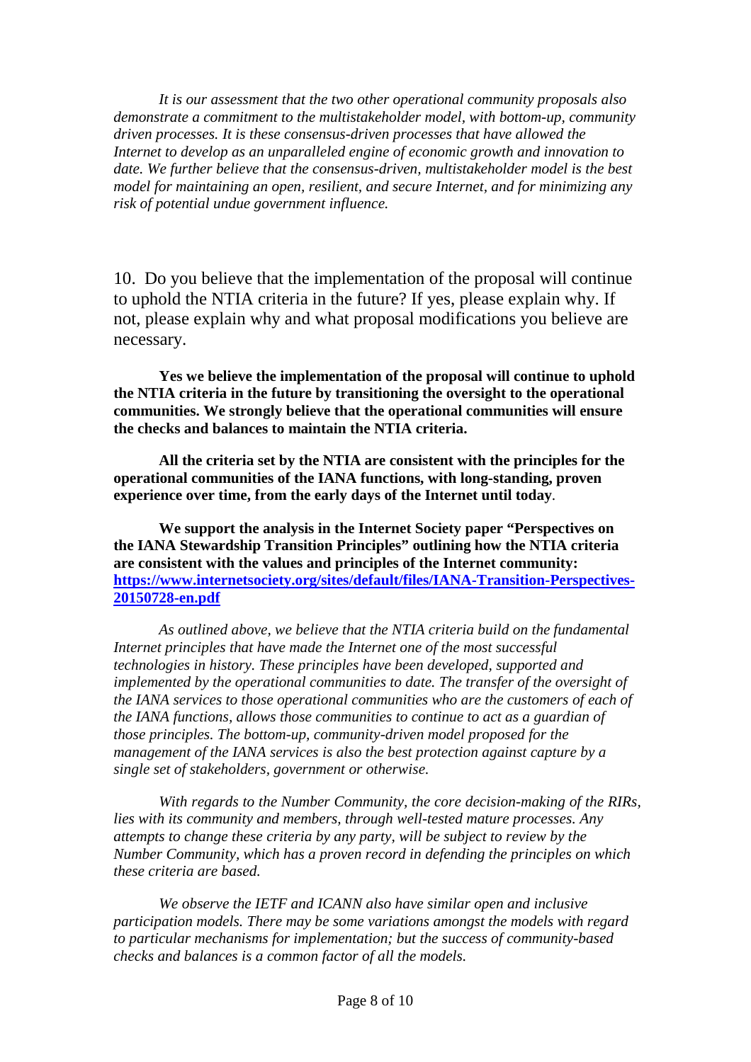*It is our assessment that the two other operational community proposals also demonstrate a commitment to the multistakeholder model, with bottom-up, community driven processes. It is these consensus-driven processes that have allowed the Internet to develop as an unparalleled engine of economic growth and innovation to date. We further believe that the consensus-driven, multistakeholder model is the best model for maintaining an open, resilient, and secure Internet, and for minimizing any risk of potential undue government influence.*

10. Do you believe that the implementation of the proposal will continue to uphold the NTIA criteria in the future? If yes, please explain why. If not, please explain why and what proposal modifications you believe are necessary.

**Yes we believe the implementation of the proposal will continue to uphold the NTIA criteria in the future by transitioning the oversight to the operational communities. We strongly believe that the operational communities will ensure the checks and balances to maintain the NTIA criteria.**

**All the criteria set by the NTIA are consistent with the principles for the operational communities of the IANA functions, with long-standing, proven experience over time, from the early days of the Internet until today**.

**We support the analysis in the Internet Society paper "Perspectives on the IANA Stewardship Transition Principles" outlining how the NTIA criteria are consistent with the values and principles of the Internet community: [https://www.internetsociety.org/sites/default/files/IANA-Transition-Perspectives-20150728-en.pdf](https://www.internetsociety.org/sites/default/files/IANA-Transition-Perspectives-20150728-en.pdf)**

*As outlined above, we believe that the NTIA criteria build on the fundamental Internet principles that have made the Internet one of the most successful technologies in history. These principles have been developed, supported and implemented by the operational communities to date. The transfer of the oversight of the IANA services to those operational communities who are the customers of each of the IANA functions, allows those communities to continue to act as a guardian of those principles. The bottom-up, community-driven model proposed for the management of the IANA services is also the best protection against capture by a single set of stakeholders, government or otherwise.*

*With regards to the Number Community, the core decision-making of the RIRs, lies with its community and members, through well-tested mature processes. Any attempts to change these criteria by any party, will be subject to review by the Number Community, which has a proven record in defending the principles on which these criteria are based.*

*We observe the IETF and ICANN also have similar open and inclusive participation models. There may be some variations amongst the models with regard to particular mechanisms for implementation; but the success of community-based checks and balances is a common factor of all the models.*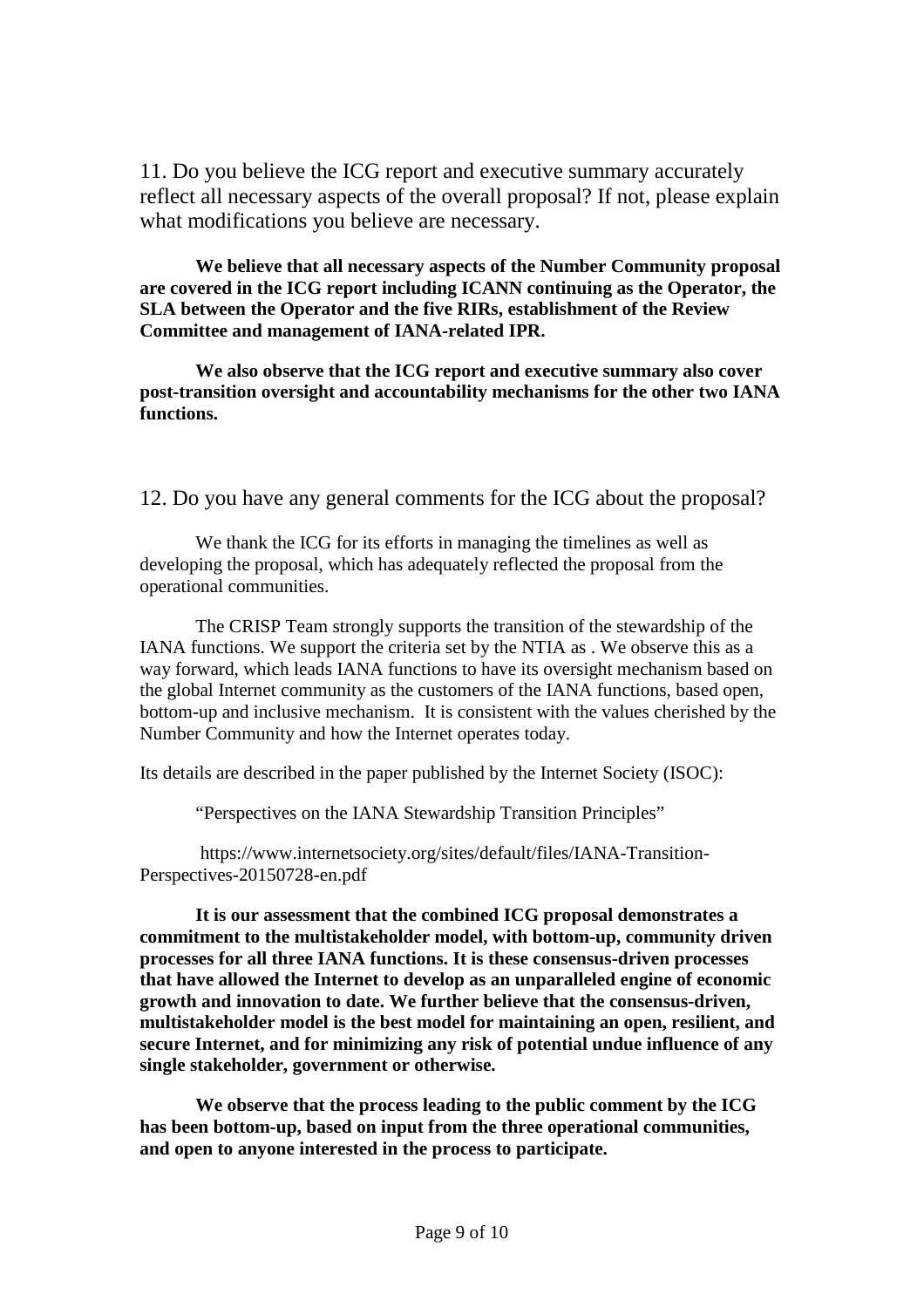11. Do you believe the ICG report and executive summary accurately reflect all necessary aspects of the overall proposal? If not, please explain what modifications you believe are necessary.

**We believe that all necessary aspects of the Number Community proposal are covered in the ICG report including ICANN continuing as the Operator, the SLA between the Operator and the five RIRs, establishment of the Review Committee and management of IANA-related IPR.**

**We also observe that the ICG report and executive summary also cover post-transition oversight and accountability mechanisms for the other two IANA functions.**

12. Do you have any general comments for the ICG about the proposal?

We thank the ICG for its efforts in managing the timelines as well as developing the proposal, which has adequately reflected the proposal from the operational communities.

The CRISP Team strongly supports the transition of the stewardship of the IANA functions. We support the criteria set by the NTIA as . We observe this as a way forward, which leads IANA functions to have its oversight mechanism based on the global Internet community as the customers of the IANA functions, based open, bottom-up and inclusive mechanism. It is consistent with the values cherished by the Number Community and how the Internet operates today.

Its details are described in the paper published by the Internet Society (ISOC):

"Perspectives on the IANA Stewardship Transition Principles"

https://www.internetsociety.org/sites/default/files/IANA-Transition-Perspectives-20150728-en.pdf

**It is our assessment that the combined ICG proposal demonstrates a commitment to the multistakeholder model, with bottom-up, community driven processes for all three IANA functions. It is these consensus-driven processes that have allowed the Internet to develop as an unparalleled engine of economic growth and innovation to date. We further believe that the consensus-driven, multistakeholder model is the best model for maintaining an open, resilient, and secure Internet, and for minimizing any risk of potential undue influence of any single stakeholder, government or otherwise.**

**We observe that the process leading to the public comment by the ICG has been bottom-up, based on input from the three operational communities, and open to anyone interested in the process to participate.**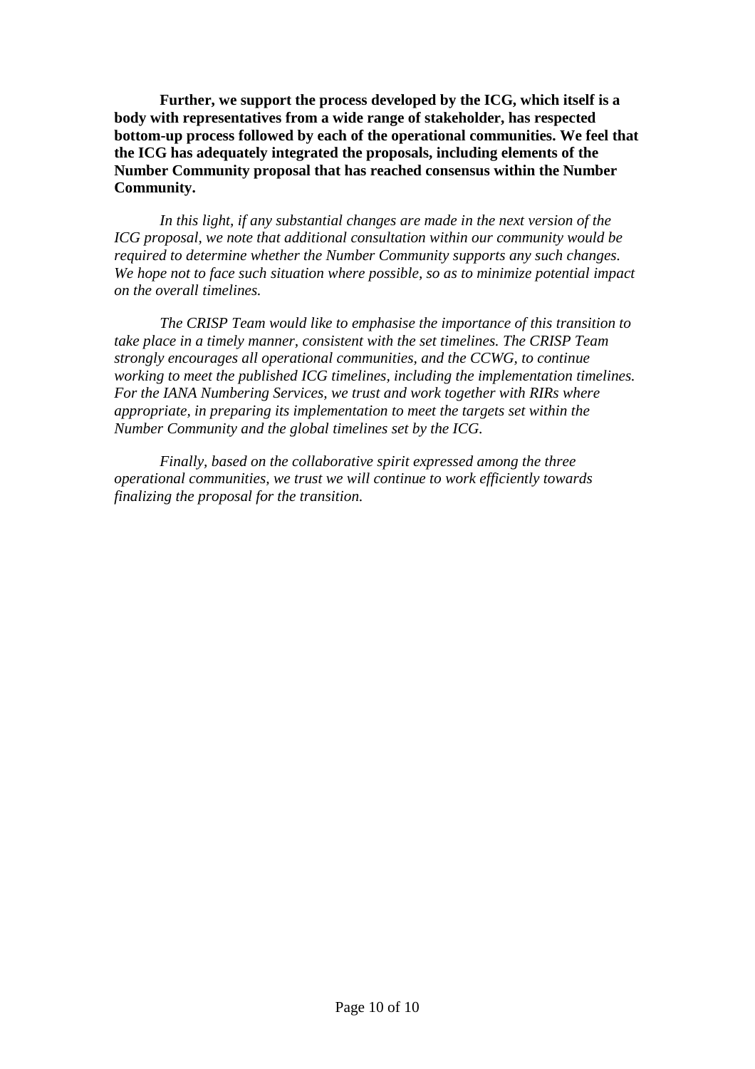**Further, we support the process developed by the ICG, which itself is a body with representatives from a wide range of stakeholder, has respected bottom-up process followed by each of the operational communities. We feel that the ICG has adequately integrated the proposals, including elements of the Number Community proposal that has reached consensus within the Number Community.**

*In this light, if any substantial changes are made in the next version of the ICG proposal, we note that additional consultation within our community would be required to determine whether the Number Community supports any such changes. We hope not to face such situation where possible, so as to minimize potential impact on the overall timelines.*

*The CRISP Team would like to emphasise the importance of this transition to take place in a timely manner, consistent with the set timelines. The CRISP Team strongly encourages all operational communities, and the CCWG, to continue working to meet the published ICG timelines, including the implementation timelines. For the IANA Numbering Services, we trust and work together with RIRs where appropriate, in preparing its implementation to meet the targets set within the Number Community and the global timelines set by the ICG.*

*Finally, based on the collaborative spirit expressed among the three operational communities, we trust we will continue to work efficiently towards finalizing the proposal for the transition.*